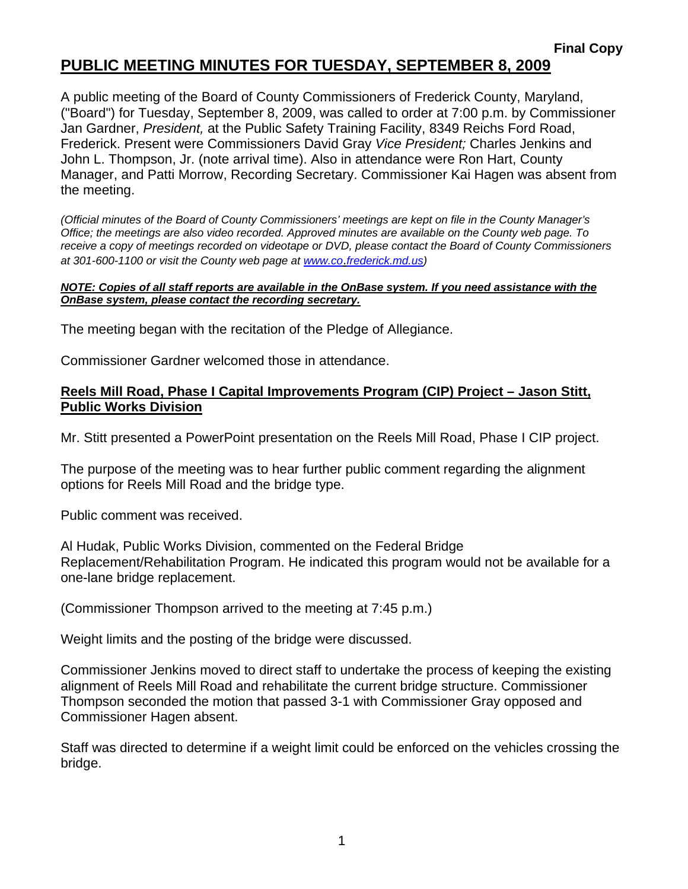**Final Copy**

# PUBLIC MEETING MINUTES FOR TUESDAY, SEPTEMBER 8, 2009

A public meeting of the Board of County Commissioners of Frederick County, Maryland, ("Board") for Tuesday, September 8, 2009, was called to order at 7:00 p.m. by Commissioner Jan Gardner, *President,* at the Public Safety Training Facility, 8349 Reichs Ford Road, Frederick. Present were Commissioners David Gray *Vice President;* Charles Jenkins and John L. Thompson, Jr. (note arrival time). Also in attendance were Ron Hart, County Manager, and Patti Morrow, Recording Secretary. Commissioner Kai Hagen was absent from the meeting.

*(Official minutes of the Board of County Commissioners' meetings are kept on file in the County Manager's Office; the meetings are also video recorded. Approved minutes are available on the County web page. To receive a copy of meetings recorded on videotape or DVD, please contact the Board of County Commissioners at 301-600-1100 or visit the County web page at www.co.frederick.md.us)*

***NOTE: Copies of all staff reports are available in the OnBase system. If you need assistance with the OnBase system, please contact the recording secretary.***

The meeting began with the recitation of the Pledge of Allegiance.

Commissioner Gardner welcomed those in attendance.

## Reels Mill Road, Phase I Capital Improvements Program (CIP) Project – Jason Stitt, Public Works Division

Mr. Stitt presented a PowerPoint presentation on the Reels Mill Road, Phase I CIP project.

The purpose of the meeting was to hear further public comment regarding the alignment options for Reels Mill Road and the bridge type.

Public comment was received.

Al Hudak, Public Works Division, commented on the Federal Bridge Replacement/Rehabilitation Program. He indicated this program would not be available for a one-lane bridge replacement.

(Commissioner Thompson arrived to the meeting at 7:45 p.m.)

Weight limits and the posting of the bridge were discussed.

Commissioner Jenkins moved to direct staff to undertake the process of keeping the existing alignment of Reels Mill Road and rehabilitate the current bridge structure. Commissioner Thompson seconded the motion that passed 3-1 with Commissioner Gray opposed and Commissioner Hagen absent.

Staff was directed to determine if a weight limit could be enforced on the vehicles crossing the bridge.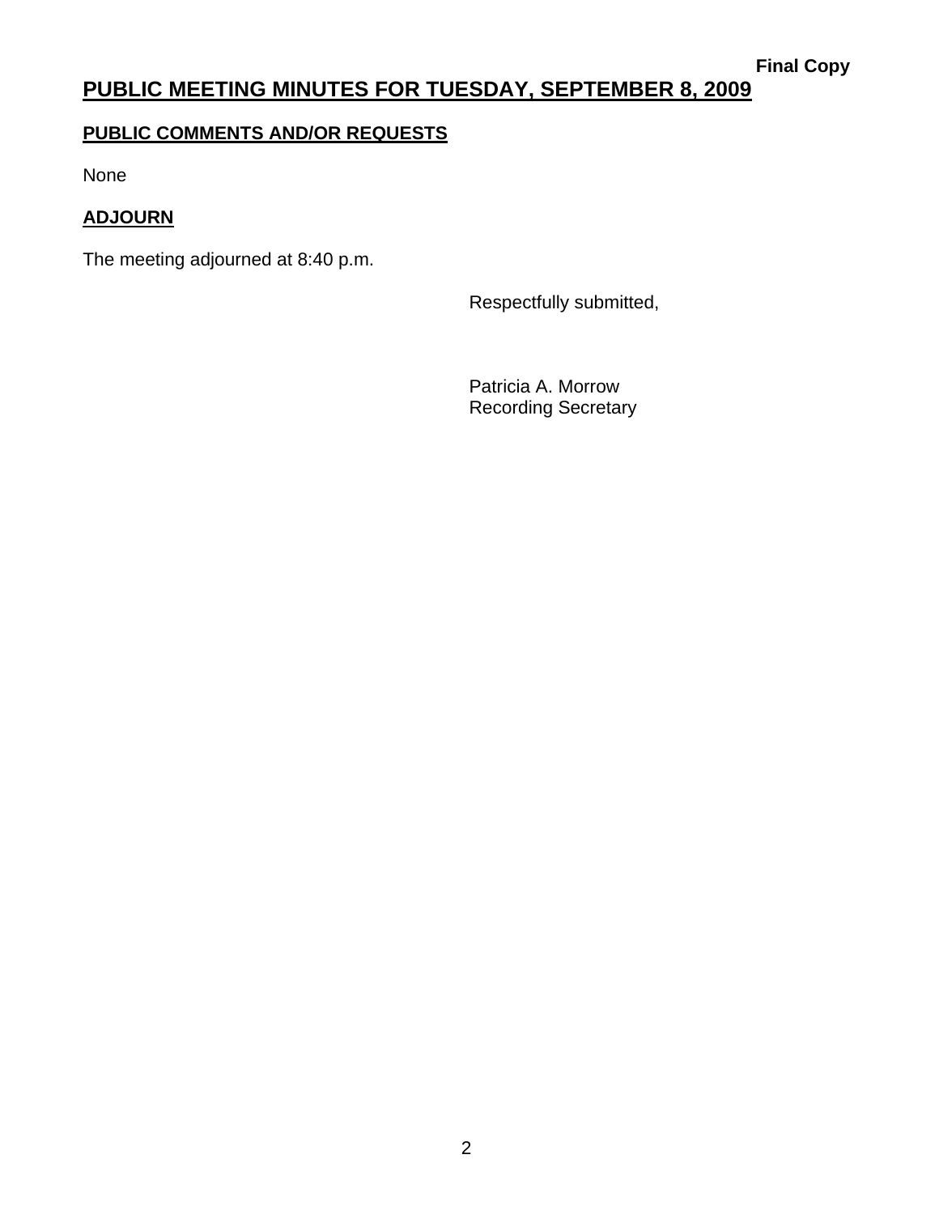**Final Copy**

# PUBLIC MEETING MINUTES FOR TUESDAY, SEPTEMBER 8, 2009

## PUBLIC COMMENTS AND/OR REQUESTS

None

## ADJOURN

The meeting adjourned at 8:40 p.m.

Respectfully submitted,

Patricia A. Morrow
Recording Secretary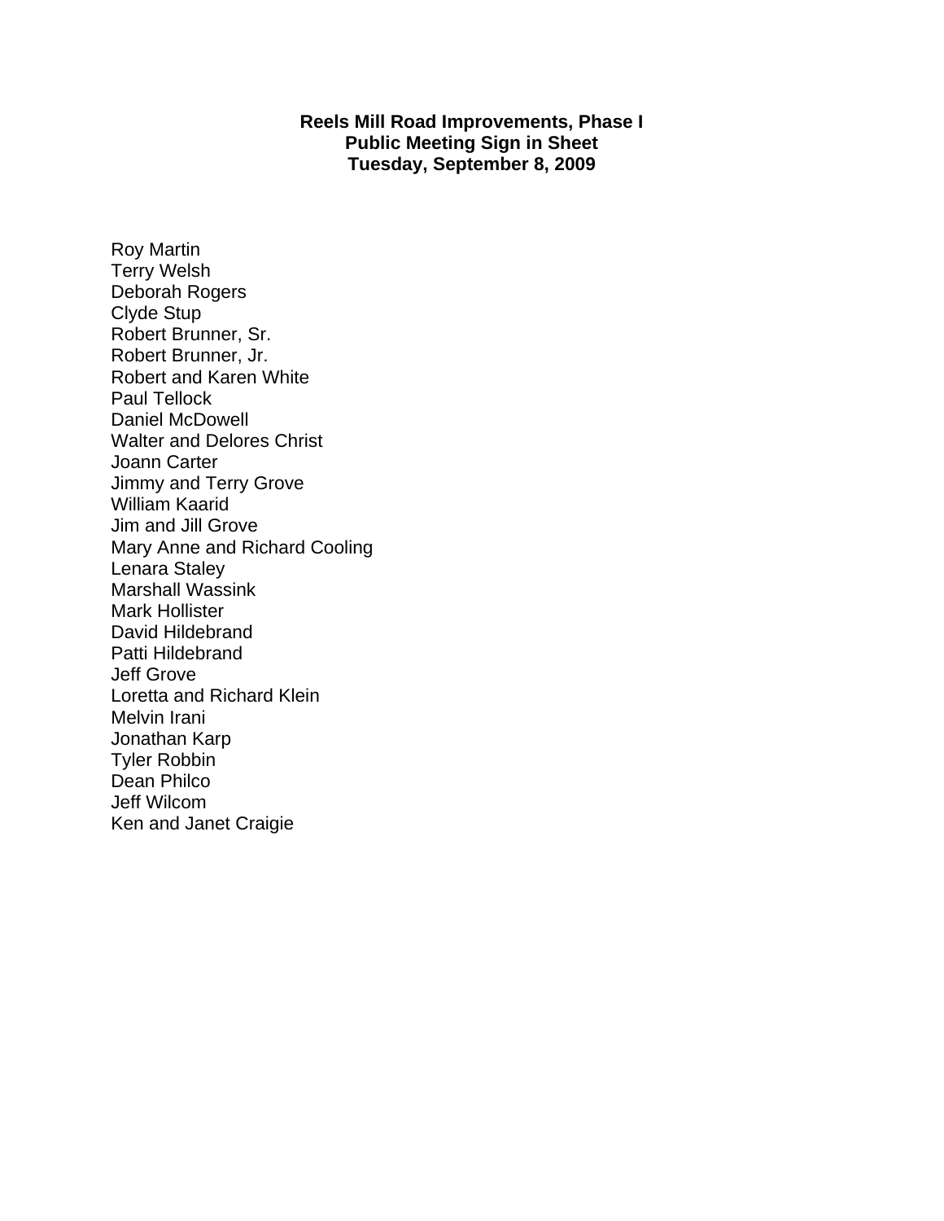**Reels Mill Road Improvements, Phase I**
**Public Meeting Sign in Sheet**
**Tuesday, September 8, 2009**

Roy Martin
Terry Welsh
Deborah Rogers
Clyde Stup
Robert Brunner, Sr.
Robert Brunner, Jr.
Robert and Karen White
Paul Tellock
Daniel McDowell
Walter and Delores Christ
Joann Carter
Jimmy and Terry Grove
William Kaarid
Jim and Jill Grove
Mary Anne and Richard Cooling
Lenara Staley
Marshall Wassink
Mark Hollister
David Hildebrand
Patti Hildebrand
Jeff Grove
Loretta and Richard Klein
Melvin Irani
Jonathan Karp
Tyler Robbin
Dean Philco
Jeff Wilcom
Ken and Janet Craigie